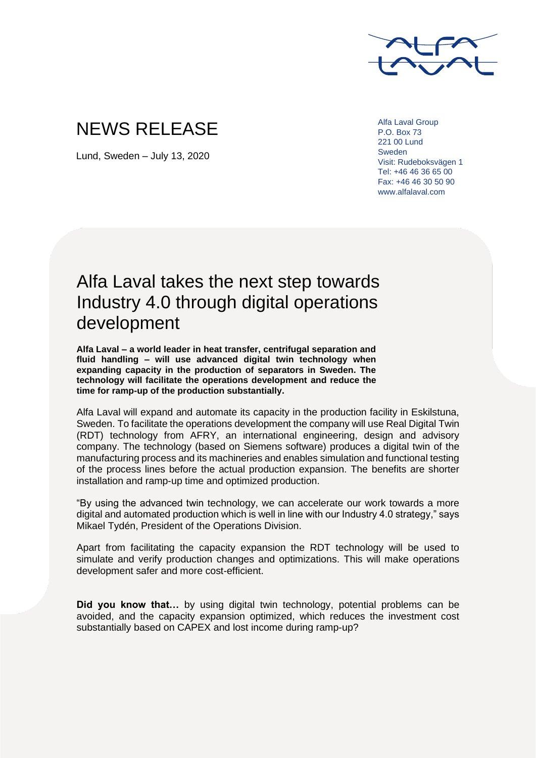# NEWS RELEASE

Lund, Sweden – July 13, 2020

Alfa Laval Group
P.O. Box 73
221 00 Lund
Sweden
Visit: Rudeboksvägen 1
Tel: +46 46 36 65 00
Fax: +46 46 30 50 90
www.alfalaval.com

## Alfa Laval takes the next step towards Industry 4.0 through digital operations development

**Alfa Laval – a world leader in heat transfer, centrifugal separation and fluid handling – will use advanced digital twin technology when expanding capacity in the production of separators in Sweden. The technology will facilitate the operations development and reduce the time for ramp-up of the production substantially.**

Alfa Laval will expand and automate its capacity in the production facility in Eskilstuna, Sweden. To facilitate the operations development the company will use Real Digital Twin (RDT) technology from AFRY, an international engineering, design and advisory company. The technology (based on Siemens software) produces a digital twin of the manufacturing process and its machineries and enables simulation and functional testing of the process lines before the actual production expansion. The benefits are shorter installation and ramp-up time and optimized production.

"By using the advanced twin technology, we can accelerate our work towards a more digital and automated production which is well in line with our Industry 4.0 strategy," says Mikael Tydén, President of the Operations Division.

Apart from facilitating the capacity expansion the RDT technology will be used to simulate and verify production changes and optimizations. This will make operations development safer and more cost-efficient.

**Did you know that…** by using digital twin technology, potential problems can be avoided, and the capacity expansion optimized, which reduces the investment cost substantially based on CAPEX and lost income during ramp-up?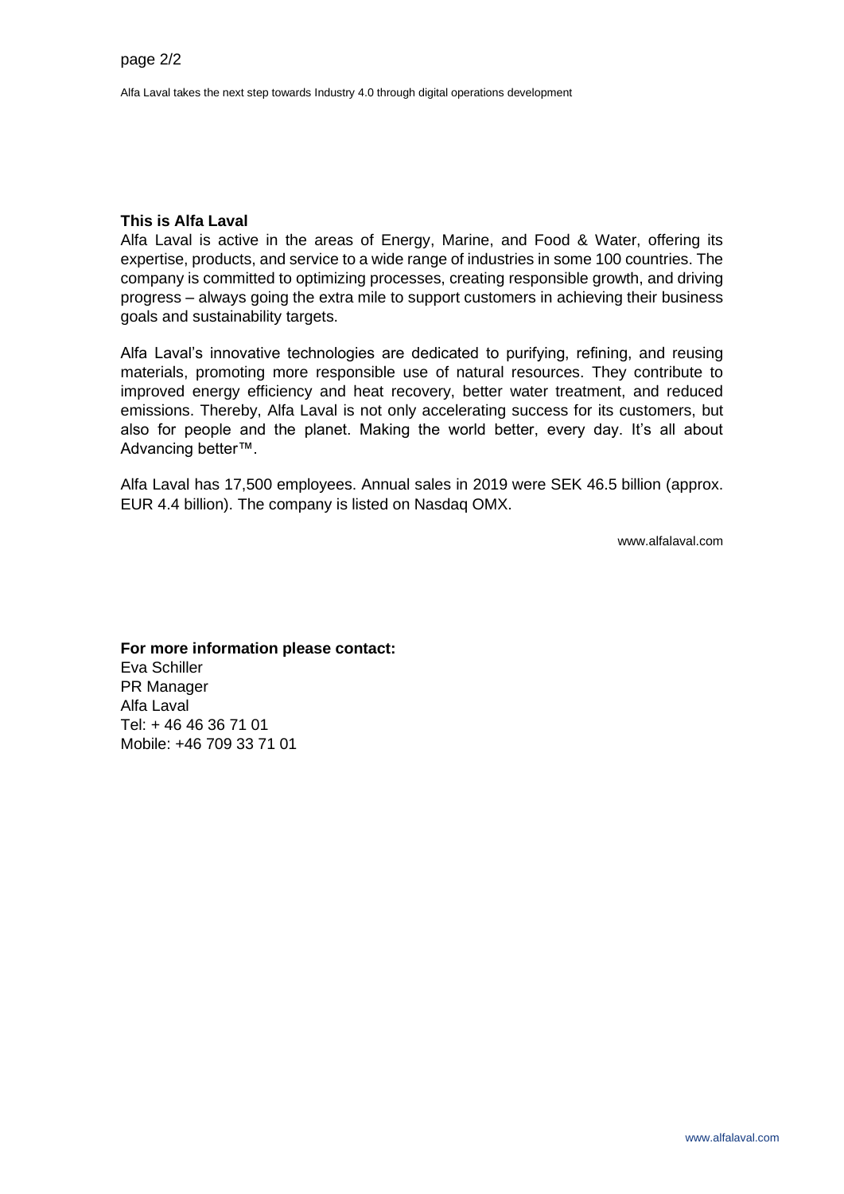## This is Alfa Laval

Alfa Laval is active in the areas of Energy, Marine, and Food & Water, offering its expertise, products, and service to a wide range of industries in some 100 countries. The company is committed to optimizing processes, creating responsible growth, and driving progress – always going the extra mile to support customers in achieving their business goals and sustainability targets.

Alfa Laval's innovative technologies are dedicated to purifying, refining, and reusing materials, promoting more responsible use of natural resources. They contribute to improved energy efficiency and heat recovery, better water treatment, and reduced emissions. Thereby, Alfa Laval is not only accelerating success for its customers, but also for people and the planet. Making the world better, every day. It's all about Advancing better™.

Alfa Laval has 17,500 employees. Annual sales in 2019 were SEK 46.5 billion (approx. EUR 4.4 billion). The company is listed on Nasdaq OMX.

www.alfalaval.com

**For more information please contact:**
Eva Schiller
PR Manager
Alfa Laval
Tel: + 46 46 36 71 01
Mobile: +46 709 33 71 01